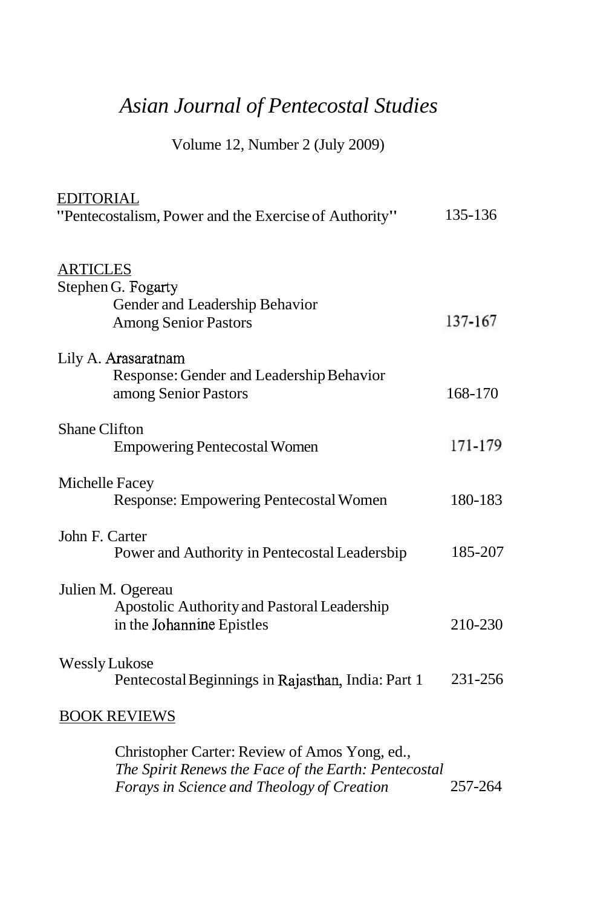# *Asian Journal of Pentecostal Studies*

Volume 12, Number 2 (July 2009)

EDITORIAL

"Pentecostalism, Power and the Exercise of Authority" 135-136

ARTICLES

Stephen G. Fogarty
Gender and Leadership Behavior Among Senior Pastors 137-167

Lily A. Arasaratnam
Response: Gender and Leadership Behavior among Senior Pastors 168-170

Shane Clifton
Empowering Pentecostal Women 171-179

Michelle Facey
Response: Empowering Pentecostal Women 180-183

John F. Carter
Power and Authority in Pentecostal Leadersbip 185-207

Julien M. Ogereau
Apostolic Authority and Pastoral Leadership in the Johannine Epistles 210-230

Wessly Lukose
Pentecostal Beginnings in Rajasthan, India: Part 1 231-256

BOOK REVIEWS

Christopher Carter: Review of Amos Yong, ed., *The Spirit Renews the Face of the Earth: Pentecostal Forays in Science and Theology of Creation* 257-264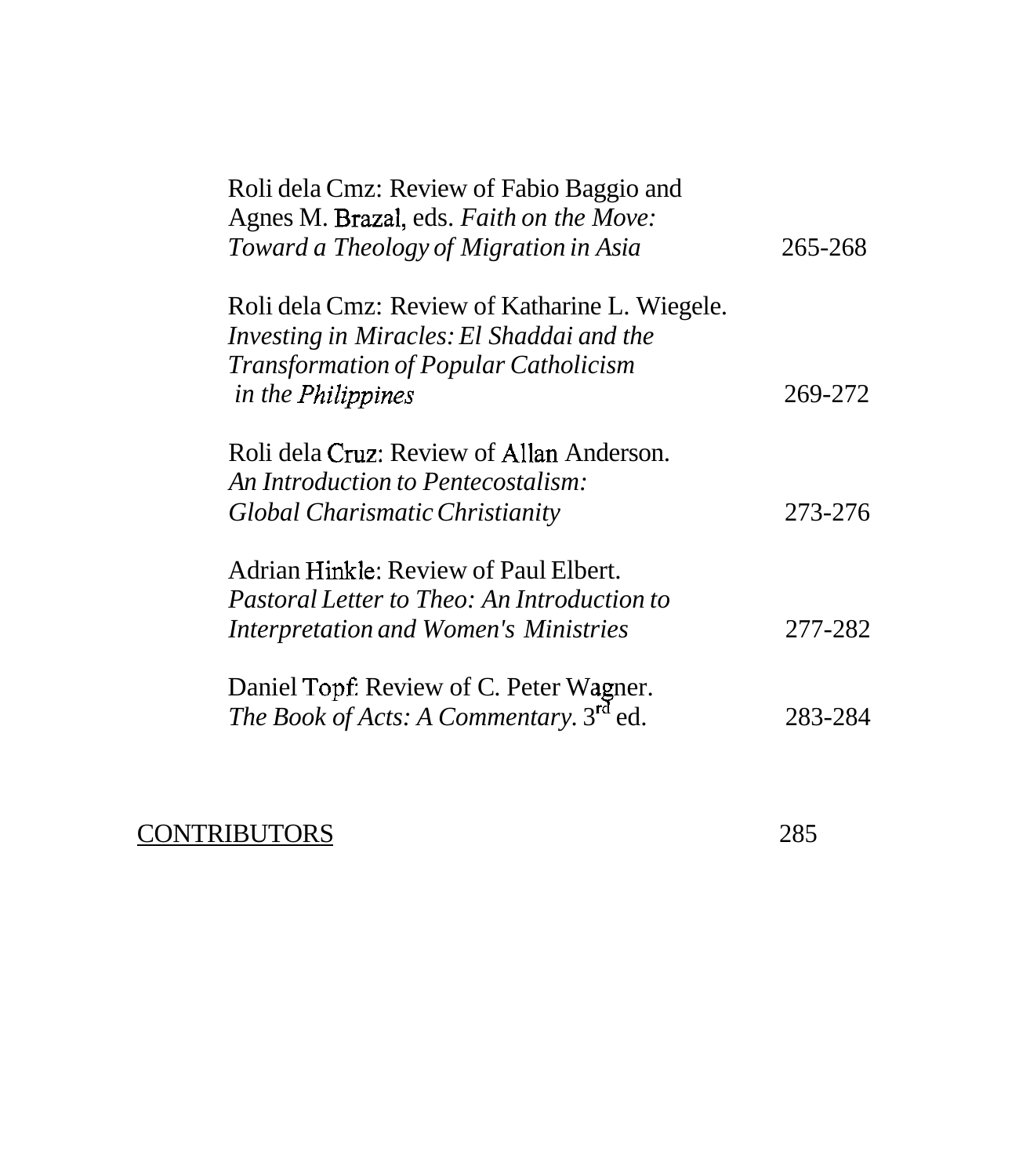Roli dela Cmz: Review of Fabio Baggio and Agnes M. Brazal, eds. *Faith on the Move: Toward a Theology of Migration in Asia* 265-268

Roli dela Cmz: Review of Katharine L. Wiegele. *Investing in Miracles: El Shaddai and the Transformation of Popular Catholicism in the Philippines* 269-272

Roli dela Cruz: Review of Allan Anderson. *An Introduction to Pentecostalism: Global Charismatic Christianity* 273-276

Adrian Hinkle: Review of Paul Elbert. *Pastoral Letter to Theo: An Introduction to Interpretation and Women's Ministries* 277-282

Daniel Topf: Review of C. Peter Wagner. *The Book of Acts: A Commentary*. 3rd ed. 283-284

CONTRIBUTORS 285